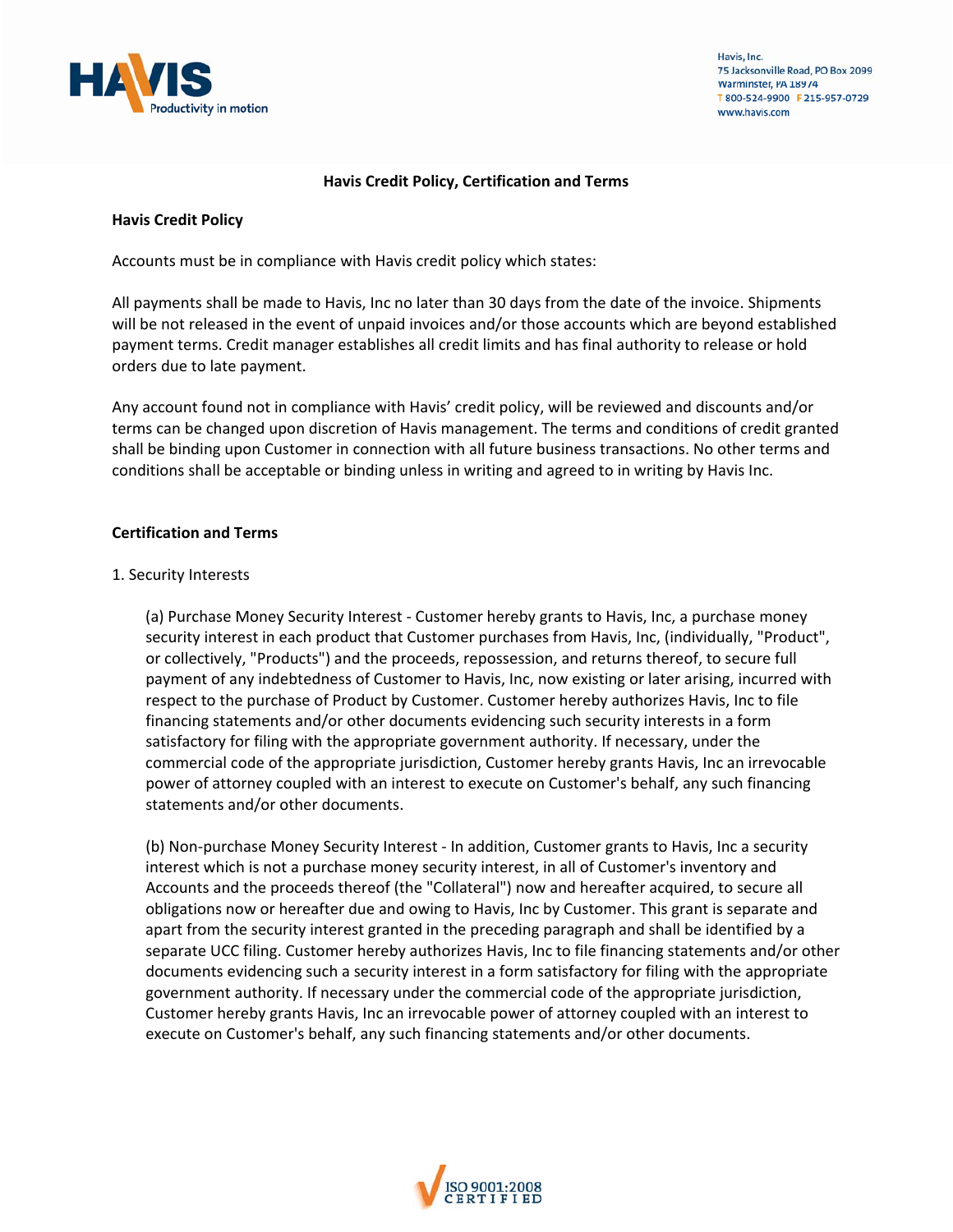Havis, Inc.
75 Jacksonville Road, PO Box 2099
Warminster, PA 18974
T 800-524-9900 F 215-957-0729
www.havis.com

# Havis Credit Policy, Certification and Terms

## Havis Credit Policy

Accounts must be in compliance with Havis credit policy which states:

All payments shall be made to Havis, Inc no later than 30 days from the date of the invoice. Shipments will be not released in the event of unpaid invoices and/or those accounts which are beyond established payment terms. Credit manager establishes all credit limits and has final authority to release or hold orders due to late payment.

Any account found not in compliance with Havis' credit policy, will be reviewed and discounts and/or terms can be changed upon discretion of Havis management. The terms and conditions of credit granted shall be binding upon Customer in connection with all future business transactions. No other terms and conditions shall be acceptable or binding unless in writing and agreed to in writing by Havis Inc.

## Certification and Terms

1. Security Interests

(a) Purchase Money Security Interest - Customer hereby grants to Havis, Inc, a purchase money security interest in each product that Customer purchases from Havis, Inc, (individually, "Product", or collectively, "Products") and the proceeds, repossession, and returns thereof, to secure full payment of any indebtedness of Customer to Havis, Inc, now existing or later arising, incurred with respect to the purchase of Product by Customer. Customer hereby authorizes Havis, Inc to file financing statements and/or other documents evidencing such security interests in a form satisfactory for filing with the appropriate government authority. If necessary, under the commercial code of the appropriate jurisdiction, Customer hereby grants Havis, Inc an irrevocable power of attorney coupled with an interest to execute on Customer's behalf, any such financing statements and/or other documents.

(b) Non-purchase Money Security Interest - In addition, Customer grants to Havis, Inc a security interest which is not a purchase money security interest, in all of Customer's inventory and Accounts and the proceeds thereof (the "Collateral") now and hereafter acquired, to secure all obligations now or hereafter due and owing to Havis, Inc by Customer. This grant is separate and apart from the security interest granted in the preceding paragraph and shall be identified by a separate UCC filing. Customer hereby authorizes Havis, Inc to file financing statements and/or other documents evidencing such a security interest in a form satisfactory for filing with the appropriate government authority. If necessary under the commercial code of the appropriate jurisdiction, Customer hereby grants Havis, Inc an irrevocable power of attorney coupled with an interest to execute on Customer's behalf, any such financing statements and/or other documents.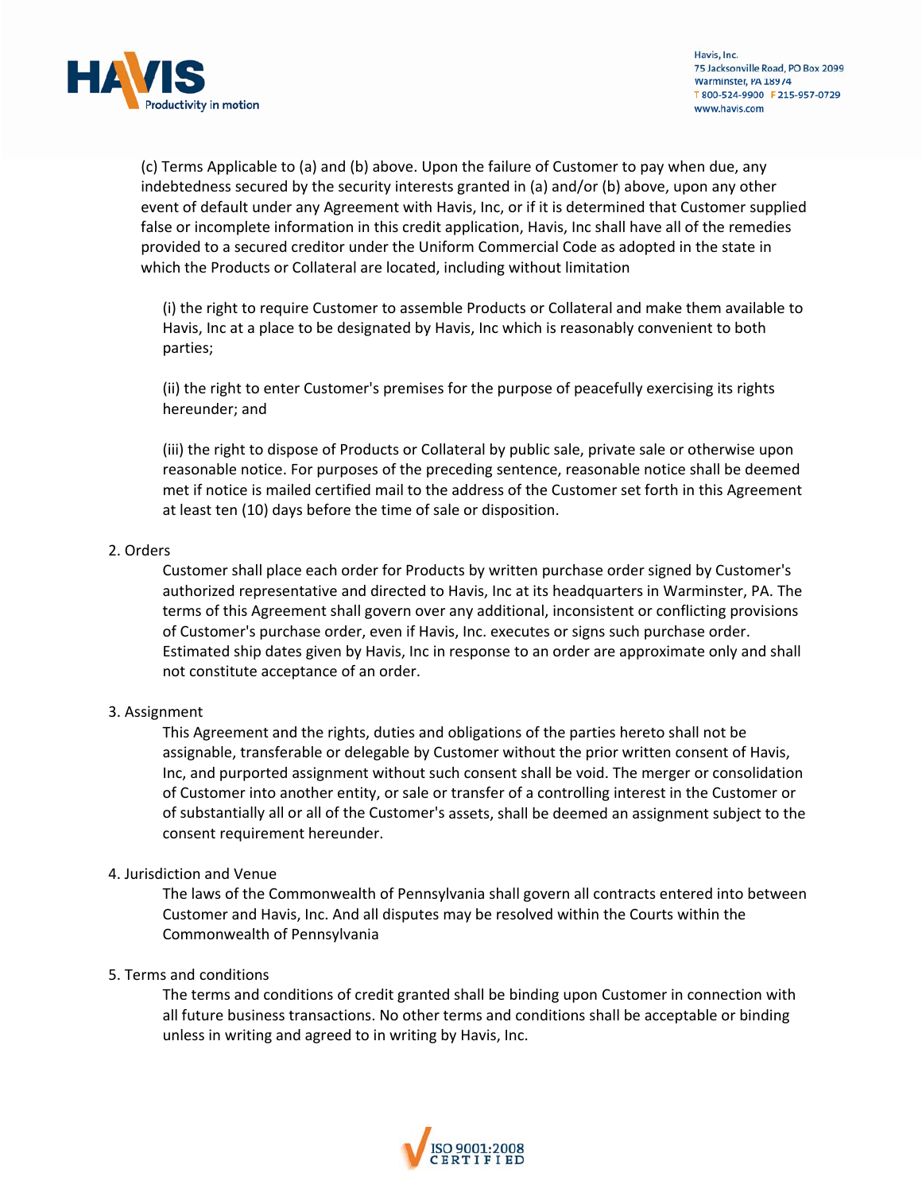(c) Terms Applicable to (a) and (b) above. Upon the failure of Customer to pay when due, any indebtedness secured by the security interests granted in (a) and/or (b) above, upon any other event of default under any Agreement with Havis, Inc, or if it is determined that Customer supplied false or incomplete information in this credit application, Havis, Inc shall have all of the remedies provided to a secured creditor under the Uniform Commercial Code as adopted in the state in which the Products or Collateral are located, including without limitation

(i) the right to require Customer to assemble Products or Collateral and make them available to Havis, Inc at a place to be designated by Havis, Inc which is reasonably convenient to both parties;

(ii) the right to enter Customer's premises for the purpose of peacefully exercising its rights hereunder; and

(iii) the right to dispose of Products or Collateral by public sale, private sale or otherwise upon reasonable notice. For purposes of the preceding sentence, reasonable notice shall be deemed met if notice is mailed certified mail to the address of the Customer set forth in this Agreement at least ten (10) days before the time of sale or disposition.

2. Orders

Customer shall place each order for Products by written purchase order signed by Customer's authorized representative and directed to Havis, Inc at its headquarters in Warminster, PA. The terms of this Agreement shall govern over any additional, inconsistent or conflicting provisions of Customer's purchase order, even if Havis, Inc. executes or signs such purchase order. Estimated ship dates given by Havis, Inc in response to an order are approximate only and shall not constitute acceptance of an order.

3. Assignment

This Agreement and the rights, duties and obligations of the parties hereto shall not be assignable, transferable or delegable by Customer without the prior written consent of Havis, Inc, and purported assignment without such consent shall be void. The merger or consolidation of Customer into another entity, or sale or transfer of a controlling interest in the Customer or of substantially all or all of the Customer's assets, shall be deemed an assignment subject to the consent requirement hereunder.

4. Jurisdiction and Venue

The laws of the Commonwealth of Pennsylvania shall govern all contracts entered into between Customer and Havis, Inc. And all disputes may be resolved within the Courts within the Commonwealth of Pennsylvania

5. Terms and conditions

The terms and conditions of credit granted shall be binding upon Customer in connection with all future business transactions. No other terms and conditions shall be acceptable or binding unless in writing and agreed to in writing by Havis, Inc.